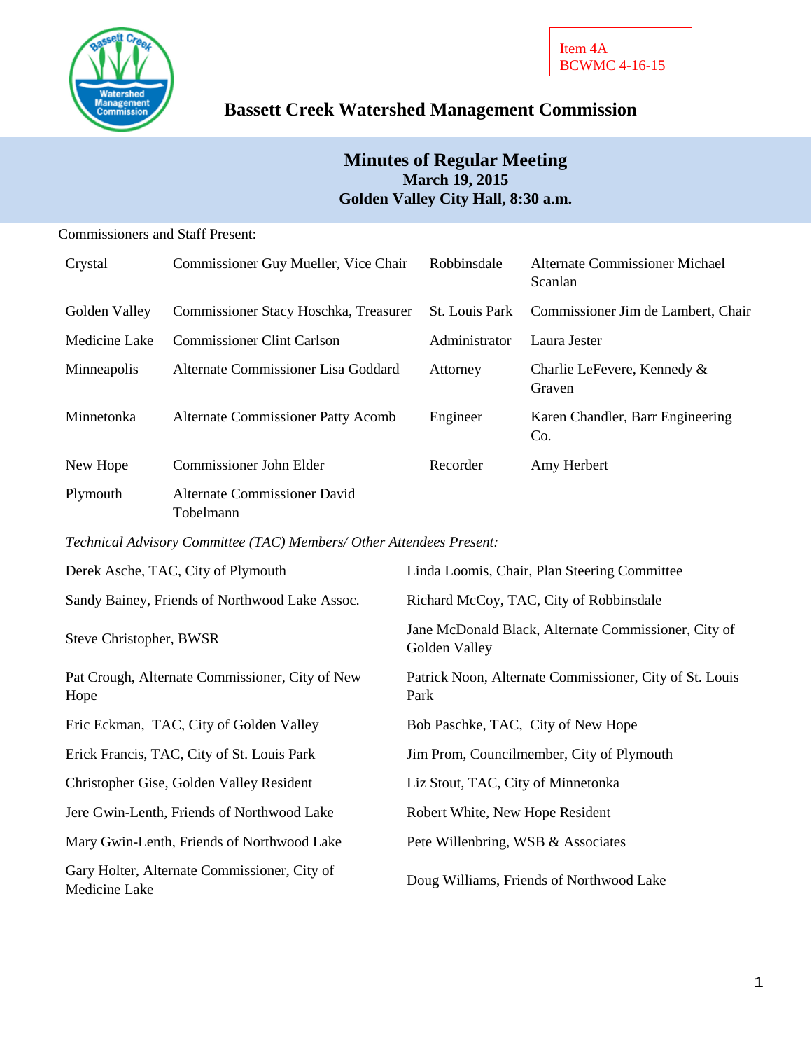Item 4A
BCWMC 4-16-15

# Bassett Creek Watershed Management Commission

## Minutes of Regular Meeting
**March 19, 2015**
**Golden Valley City Hall, 8:30 a.m.**

Commissioners and Staff Present:

| | | | |
|---|---|---|---|
| Crystal | Commissioner Guy Mueller, Vice Chair | Robbinsdale | Alternate Commissioner Michael Scanlan |
| Golden Valley | Commissioner Stacy Hoschka, Treasurer | St. Louis Park | Commissioner Jim de Lambert, Chair |
| Medicine Lake | Commissioner Clint Carlson | Administrator | Laura Jester |
| Minneapolis | Alternate Commissioner Lisa Goddard | Attorney | Charlie LeFevere, Kennedy & Graven |
| Minnetonka | Alternate Commissioner Patty Acomb | Engineer | Karen Chandler, Barr Engineering Co. |
| New Hope | Commissioner John Elder | Recorder | Amy Herbert |
| Plymouth | Alternate Commissioner David Tobelmann | | |

*Technical Advisory Committee (TAC) Members/ Other Attendees Present:*

| | |
|---|---|
| Derek Asche, TAC, City of Plymouth | Linda Loomis, Chair, Plan Steering Committee |
| Sandy Bainey, Friends of Northwood Lake Assoc. | Richard McCoy, TAC, City of Robbinsdale |
| Steve Christopher, BWSR | Jane McDonald Black, Alternate Commissioner, City of Golden Valley |
| Pat Crough, Alternate Commissioner, City of New Hope | Patrick Noon, Alternate Commissioner, City of St. Louis Park |
| Eric Eckman, TAC, City of Golden Valley | Bob Paschke, TAC, City of New Hope |
| Erick Francis, TAC, City of St. Louis Park | Jim Prom, Councilmember, City of Plymouth |
| Christopher Gise, Golden Valley Resident | Liz Stout, TAC, City of Minnetonka |
| Jere Gwin-Lenth, Friends of Northwood Lake | Robert White, New Hope Resident |
| Mary Gwin-Lenth, Friends of Northwood Lake | Pete Willenbring, WSB & Associates |
| Gary Holter, Alternate Commissioner, City of Medicine Lake | Doug Williams, Friends of Northwood Lake |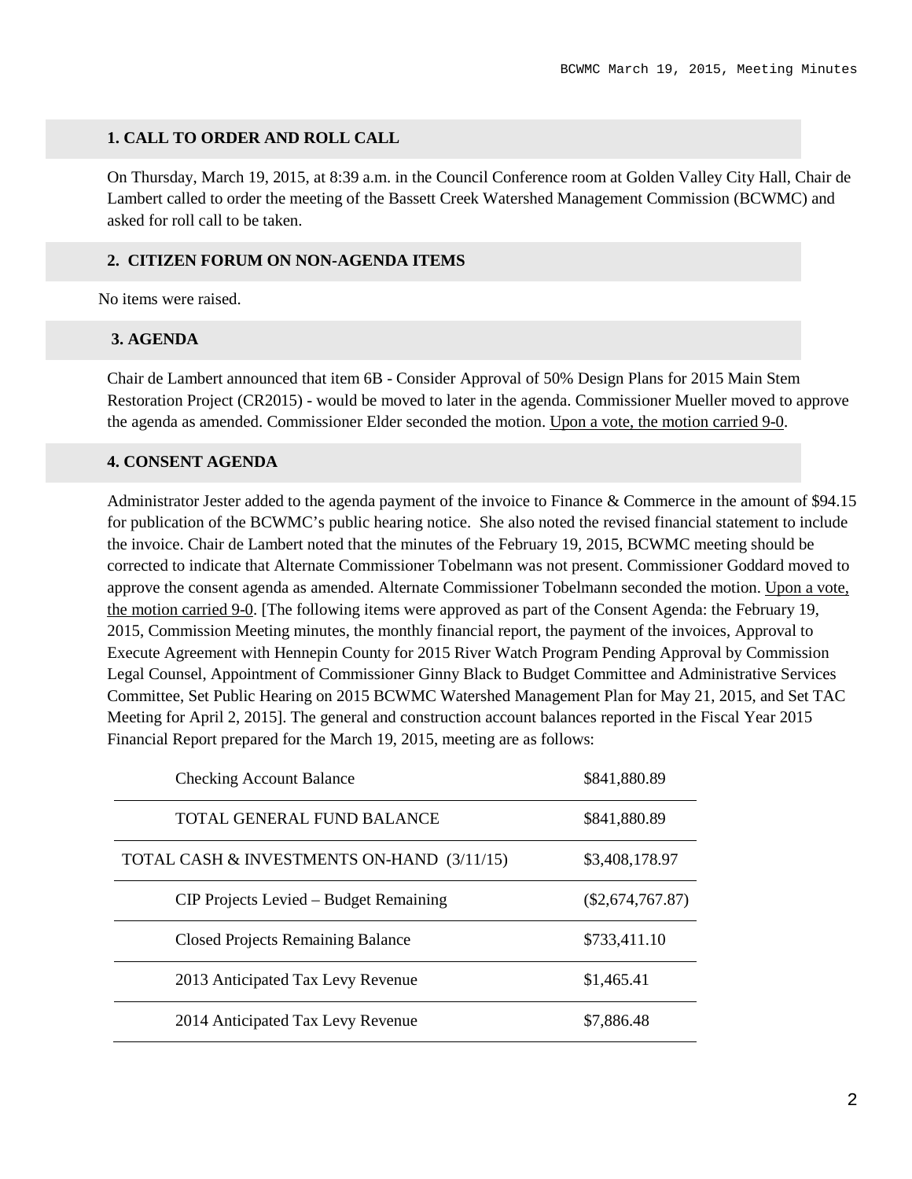## 1. CALL TO ORDER AND ROLL CALL

On Thursday, March 19, 2015, at 8:39 a.m. in the Council Conference room at Golden Valley City Hall, Chair de Lambert called to order the meeting of the Bassett Creek Watershed Management Commission (BCWMC) and asked for roll call to be taken.

## 2. CITIZEN FORUM ON NON-AGENDA ITEMS

No items were raised.

## 3. AGENDA

Chair de Lambert announced that item 6B - Consider Approval of 50% Design Plans for 2015 Main Stem Restoration Project (CR2015) - would be moved to later in the agenda. Commissioner Mueller moved to approve the agenda as amended. Commissioner Elder seconded the motion. Upon a vote, the motion carried 9-0.

## 4. CONSENT AGENDA

Administrator Jester added to the agenda payment of the invoice to Finance & Commerce in the amount of $94.15 for publication of the BCWMC's public hearing notice. She also noted the revised financial statement to include the invoice. Chair de Lambert noted that the minutes of the February 19, 2015, BCWMC meeting should be corrected to indicate that Alternate Commissioner Tobelmann was not present. Commissioner Goddard moved to approve the consent agenda as amended. Alternate Commissioner Tobelmann seconded the motion. Upon a vote, the motion carried 9-0. [The following items were approved as part of the Consent Agenda: the February 19, 2015, Commission Meeting minutes, the monthly financial report, the payment of the invoices, Approval to Execute Agreement with Hennepin County for 2015 River Watch Program Pending Approval by Commission Legal Counsel, Appointment of Commissioner Ginny Black to Budget Committee and Administrative Services Committee, Set Public Hearing on 2015 BCWMC Watershed Management Plan for May 21, 2015, and Set TAC Meeting for April 2, 2015]. The general and construction account balances reported in the Fiscal Year 2015 Financial Report prepared for the March 19, 2015, meeting are as follows:

| | |
|---|---|
| Checking Account Balance | $841,880.89 |
| TOTAL GENERAL FUND BALANCE | $841,880.89 |
| TOTAL CASH & INVESTMENTS ON-HAND (3/11/15) | $3,408,178.97 |
| CIP Projects Levied – Budget Remaining | ($2,674,767.87) |
| Closed Projects Remaining Balance | $733,411.10 |
| 2013 Anticipated Tax Levy Revenue | $1,465.41 |
| 2014 Anticipated Tax Levy Revenue | $7,886.48 |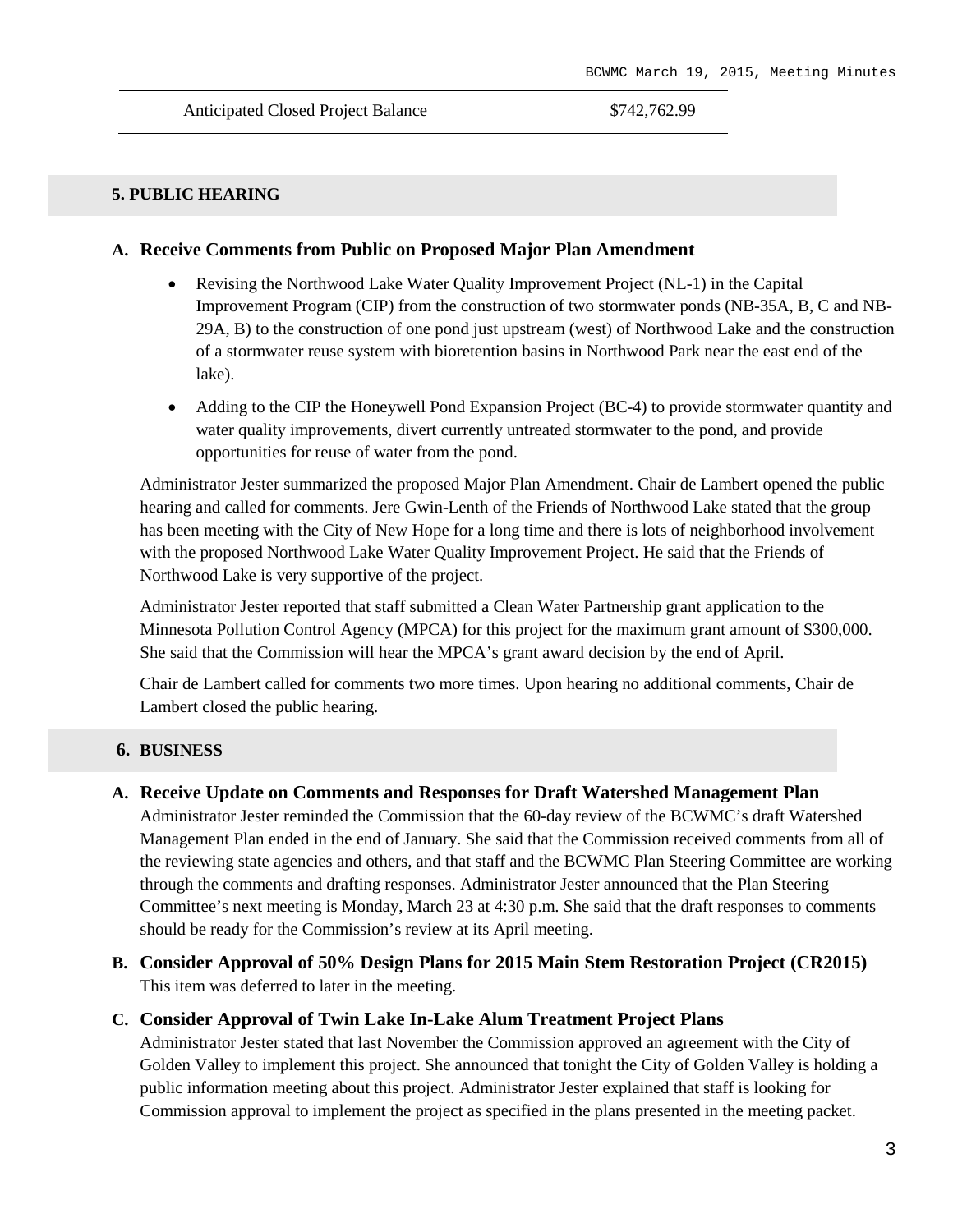| Anticipated Closed Project Balance | $742,762.99 |
| --- | --- |

## 5. PUBLIC HEARING

### A. Receive Comments from Public on Proposed Major Plan Amendment

- Revising the Northwood Lake Water Quality Improvement Project (NL-1) in the Capital Improvement Program (CIP) from the construction of two stormwater ponds (NB-35A, B, C and NB-29A, B) to the construction of one pond just upstream (west) of Northwood Lake and the construction of a stormwater reuse system with bioretention basins in Northwood Park near the east end of the lake).
- Adding to the CIP the Honeywell Pond Expansion Project (BC-4) to provide stormwater quantity and water quality improvements, divert currently untreated stormwater to the pond, and provide opportunities for reuse of water from the pond.

Administrator Jester summarized the proposed Major Plan Amendment. Chair de Lambert opened the public hearing and called for comments. Jere Gwin-Lenth of the Friends of Northwood Lake stated that the group has been meeting with the City of New Hope for a long time and there is lots of neighborhood involvement with the proposed Northwood Lake Water Quality Improvement Project. He said that the Friends of Northwood Lake is very supportive of the project.

Administrator Jester reported that staff submitted a Clean Water Partnership grant application to the Minnesota Pollution Control Agency (MPCA) for this project for the maximum grant amount of $300,000. She said that the Commission will hear the MPCA's grant award decision by the end of April.

Chair de Lambert called for comments two more times. Upon hearing no additional comments, Chair de Lambert closed the public hearing.

## 6. BUSINESS

### A. Receive Update on Comments and Responses for Draft Watershed Management Plan

Administrator Jester reminded the Commission that the 60-day review of the BCWMC's draft Watershed Management Plan ended in the end of January. She said that the Commission received comments from all of the reviewing state agencies and others, and that staff and the BCWMC Plan Steering Committee are working through the comments and drafting responses. Administrator Jester announced that the Plan Steering Committee's next meeting is Monday, March 23 at 4:30 p.m. She said that the draft responses to comments should be ready for the Commission's review at its April meeting.

### B. Consider Approval of 50% Design Plans for 2015 Main Stem Restoration Project (CR2015)

This item was deferred to later in the meeting.

### C. Consider Approval of Twin Lake In-Lake Alum Treatment Project Plans

Administrator Jester stated that last November the Commission approved an agreement with the City of Golden Valley to implement this project. She announced that tonight the City of Golden Valley is holding a public information meeting about this project. Administrator Jester explained that staff is looking for Commission approval to implement the project as specified in the plans presented in the meeting packet.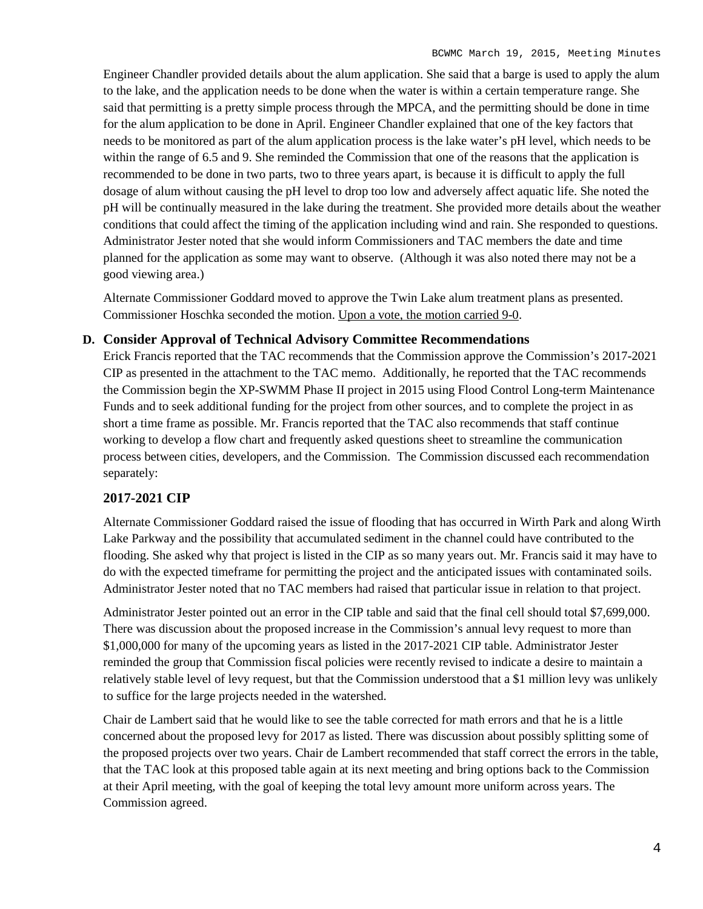Engineer Chandler provided details about the alum application. She said that a barge is used to apply the alum to the lake, and the application needs to be done when the water is within a certain temperature range. She said that permitting is a pretty simple process through the MPCA, and the permitting should be done in time for the alum application to be done in April. Engineer Chandler explained that one of the key factors that needs to be monitored as part of the alum application process is the lake water's pH level, which needs to be within the range of 6.5 and 9. She reminded the Commission that one of the reasons that the application is recommended to be done in two parts, two to three years apart, is because it is difficult to apply the full dosage of alum without causing the pH level to drop too low and adversely affect aquatic life. She noted the pH will be continually measured in the lake during the treatment. She provided more details about the weather conditions that could affect the timing of the application including wind and rain. She responded to questions. Administrator Jester noted that she would inform Commissioners and TAC members the date and time planned for the application as some may want to observe. (Although it was also noted there may not be a good viewing area.)

Alternate Commissioner Goddard moved to approve the Twin Lake alum treatment plans as presented. Commissioner Hoschka seconded the motion. Upon a vote, the motion carried 9-0.

**D. Consider Approval of Technical Advisory Committee Recommendations**

Erick Francis reported that the TAC recommends that the Commission approve the Commission's 2017-2021 CIP as presented in the attachment to the TAC memo. Additionally, he reported that the TAC recommends the Commission begin the XP-SWMM Phase II project in 2015 using Flood Control Long-term Maintenance Funds and to seek additional funding for the project from other sources, and to complete the project in as short a time frame as possible. Mr. Francis reported that the TAC also recommends that staff continue working to develop a flow chart and frequently asked questions sheet to streamline the communication process between cities, developers, and the Commission. The Commission discussed each recommendation separately:

### 2017-2021 CIP

Alternate Commissioner Goddard raised the issue of flooding that has occurred in Wirth Park and along Wirth Lake Parkway and the possibility that accumulated sediment in the channel could have contributed to the flooding. She asked why that project is listed in the CIP as so many years out. Mr. Francis said it may have to do with the expected timeframe for permitting the project and the anticipated issues with contaminated soils. Administrator Jester noted that no TAC members had raised that particular issue in relation to that project.

Administrator Jester pointed out an error in the CIP table and said that the final cell should total $7,699,000. There was discussion about the proposed increase in the Commission's annual levy request to more than $1,000,000 for many of the upcoming years as listed in the 2017-2021 CIP table. Administrator Jester reminded the group that Commission fiscal policies were recently revised to indicate a desire to maintain a relatively stable level of levy request, but that the Commission understood that a $1 million levy was unlikely to suffice for the large projects needed in the watershed.

Chair de Lambert said that he would like to see the table corrected for math errors and that he is a little concerned about the proposed levy for 2017 as listed. There was discussion about possibly splitting some of the proposed projects over two years. Chair de Lambert recommended that staff correct the errors in the table, that the TAC look at this proposed table again at its next meeting and bring options back to the Commission at their April meeting, with the goal of keeping the total levy amount more uniform across years. The Commission agreed.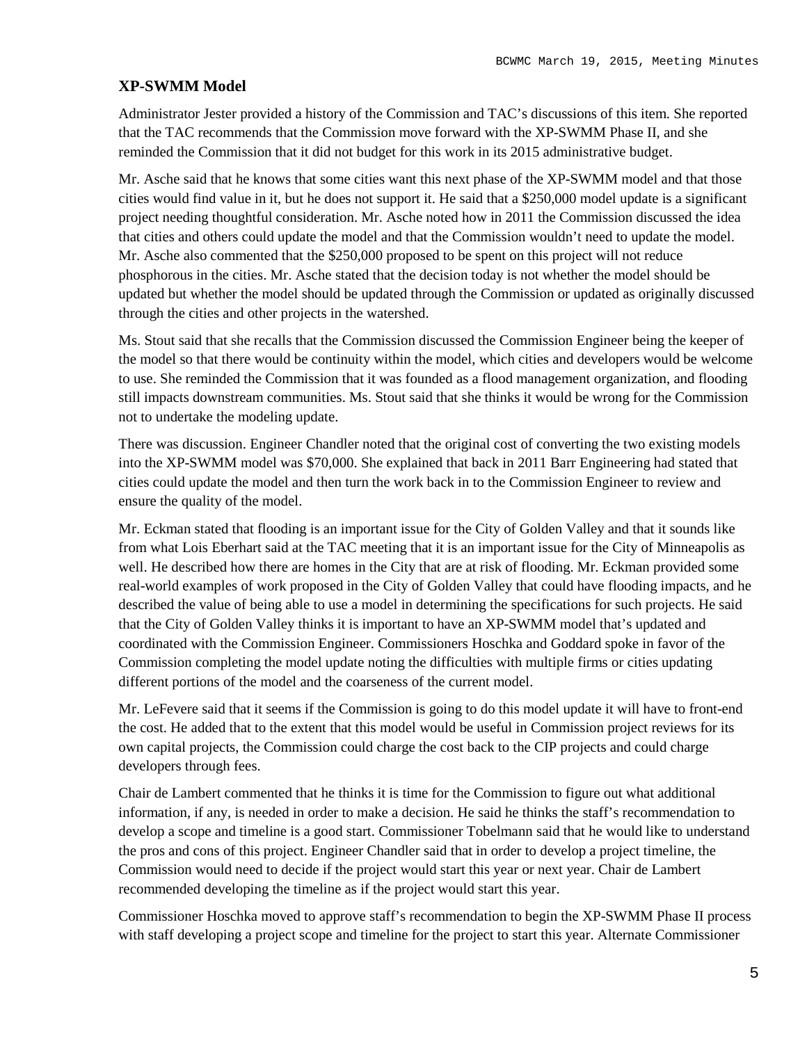## XP-SWMM Model

Administrator Jester provided a history of the Commission and TAC's discussions of this item. She reported that the TAC recommends that the Commission move forward with the XP-SWMM Phase II, and she reminded the Commission that it did not budget for this work in its 2015 administrative budget.

Mr. Asche said that he knows that some cities want this next phase of the XP-SWMM model and that those cities would find value in it, but he does not support it. He said that a $250,000 model update is a significant project needing thoughtful consideration. Mr. Asche noted how in 2011 the Commission discussed the idea that cities and others could update the model and that the Commission wouldn't need to update the model. Mr. Asche also commented that the $250,000 proposed to be spent on this project will not reduce phosphorous in the cities. Mr. Asche stated that the decision today is not whether the model should be updated but whether the model should be updated through the Commission or updated as originally discussed through the cities and other projects in the watershed.

Ms. Stout said that she recalls that the Commission discussed the Commission Engineer being the keeper of the model so that there would be continuity within the model, which cities and developers would be welcome to use. She reminded the Commission that it was founded as a flood management organization, and flooding still impacts downstream communities. Ms. Stout said that she thinks it would be wrong for the Commission not to undertake the modeling update.

There was discussion. Engineer Chandler noted that the original cost of converting the two existing models into the XP-SWMM model was $70,000. She explained that back in 2011 Barr Engineering had stated that cities could update the model and then turn the work back in to the Commission Engineer to review and ensure the quality of the model.

Mr. Eckman stated that flooding is an important issue for the City of Golden Valley and that it sounds like from what Lois Eberhart said at the TAC meeting that it is an important issue for the City of Minneapolis as well. He described how there are homes in the City that are at risk of flooding. Mr. Eckman provided some real-world examples of work proposed in the City of Golden Valley that could have flooding impacts, and he described the value of being able to use a model in determining the specifications for such projects. He said that the City of Golden Valley thinks it is important to have an XP-SWMM model that's updated and coordinated with the Commission Engineer. Commissioners Hoschka and Goddard spoke in favor of the Commission completing the model update noting the difficulties with multiple firms or cities updating different portions of the model and the coarseness of the current model.

Mr. LeFevere said that it seems if the Commission is going to do this model update it will have to front-end the cost. He added that to the extent that this model would be useful in Commission project reviews for its own capital projects, the Commission could charge the cost back to the CIP projects and could charge developers through fees.

Chair de Lambert commented that he thinks it is time for the Commission to figure out what additional information, if any, is needed in order to make a decision. He said he thinks the staff's recommendation to develop a scope and timeline is a good start. Commissioner Tobelmann said that he would like to understand the pros and cons of this project. Engineer Chandler said that in order to develop a project timeline, the Commission would need to decide if the project would start this year or next year. Chair de Lambert recommended developing the timeline as if the project would start this year.

Commissioner Hoschka moved to approve staff's recommendation to begin the XP-SWMM Phase II process with staff developing a project scope and timeline for the project to start this year. Alternate Commissioner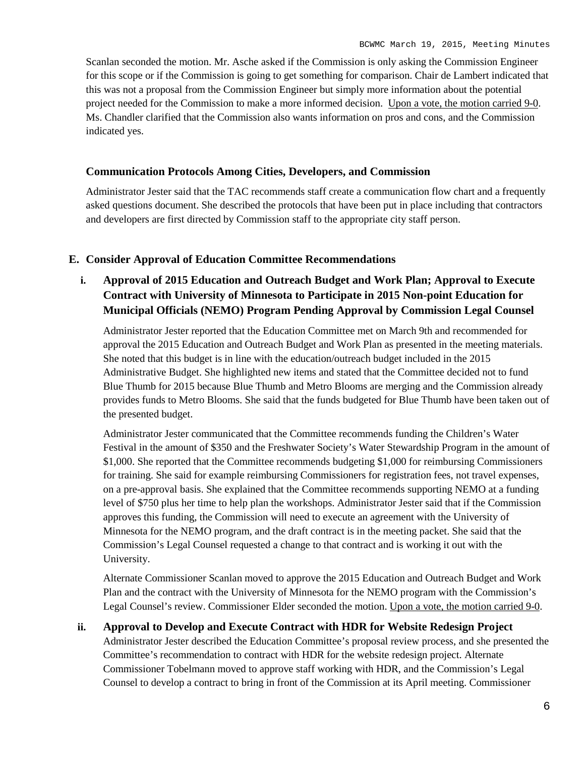Scanlan seconded the motion. Mr. Asche asked if the Commission is only asking the Commission Engineer for this scope or if the Commission is going to get something for comparison. Chair de Lambert indicated that this was not a proposal from the Commission Engineer but simply more information about the potential project needed for the Commission to make a more informed decision. Upon a vote, the motion carried 9-0. Ms. Chandler clarified that the Commission also wants information on pros and cons, and the Commission indicated yes.

### Communication Protocols Among Cities, Developers, and Commission

Administrator Jester said that the TAC recommends staff create a communication flow chart and a frequently asked questions document. She described the protocols that have been put in place including that contractors and developers are first directed by Commission staff to the appropriate city staff person.

## E. Consider Approval of Education Committee Recommendations

### i. Approval of 2015 Education and Outreach Budget and Work Plan; Approval to Execute Contract with University of Minnesota to Participate in 2015 Non-point Education for Municipal Officials (NEMO) Program Pending Approval by Commission Legal Counsel

Administrator Jester reported that the Education Committee met on March 9th and recommended for approval the 2015 Education and Outreach Budget and Work Plan as presented in the meeting materials. She noted that this budget is in line with the education/outreach budget included in the 2015 Administrative Budget. She highlighted new items and stated that the Committee decided not to fund Blue Thumb for 2015 because Blue Thumb and Metro Blooms are merging and the Commission already provides funds to Metro Blooms. She said that the funds budgeted for Blue Thumb have been taken out of the presented budget.

Administrator Jester communicated that the Committee recommends funding the Children's Water Festival in the amount of $350 and the Freshwater Society's Water Stewardship Program in the amount of $1,000. She reported that the Committee recommends budgeting $1,000 for reimbursing Commissioners for training. She said for example reimbursing Commissioners for registration fees, not travel expenses, on a pre-approval basis. She explained that the Committee recommends supporting NEMO at a funding level of $750 plus her time to help plan the workshops. Administrator Jester said that if the Commission approves this funding, the Commission will need to execute an agreement with the University of Minnesota for the NEMO program, and the draft contract is in the meeting packet. She said that the Commission's Legal Counsel requested a change to that contract and is working it out with the University.

Alternate Commissioner Scanlan moved to approve the 2015 Education and Outreach Budget and Work Plan and the contract with the University of Minnesota for the NEMO program with the Commission's Legal Counsel's review. Commissioner Elder seconded the motion. Upon a vote, the motion carried 9-0.

### ii. Approval to Develop and Execute Contract with HDR for Website Redesign Project

Administrator Jester described the Education Committee's proposal review process, and she presented the Committee's recommendation to contract with HDR for the website redesign project. Alternate Commissioner Tobelmann moved to approve staff working with HDR, and the Commission's Legal Counsel to develop a contract to bring in front of the Commission at its April meeting. Commissioner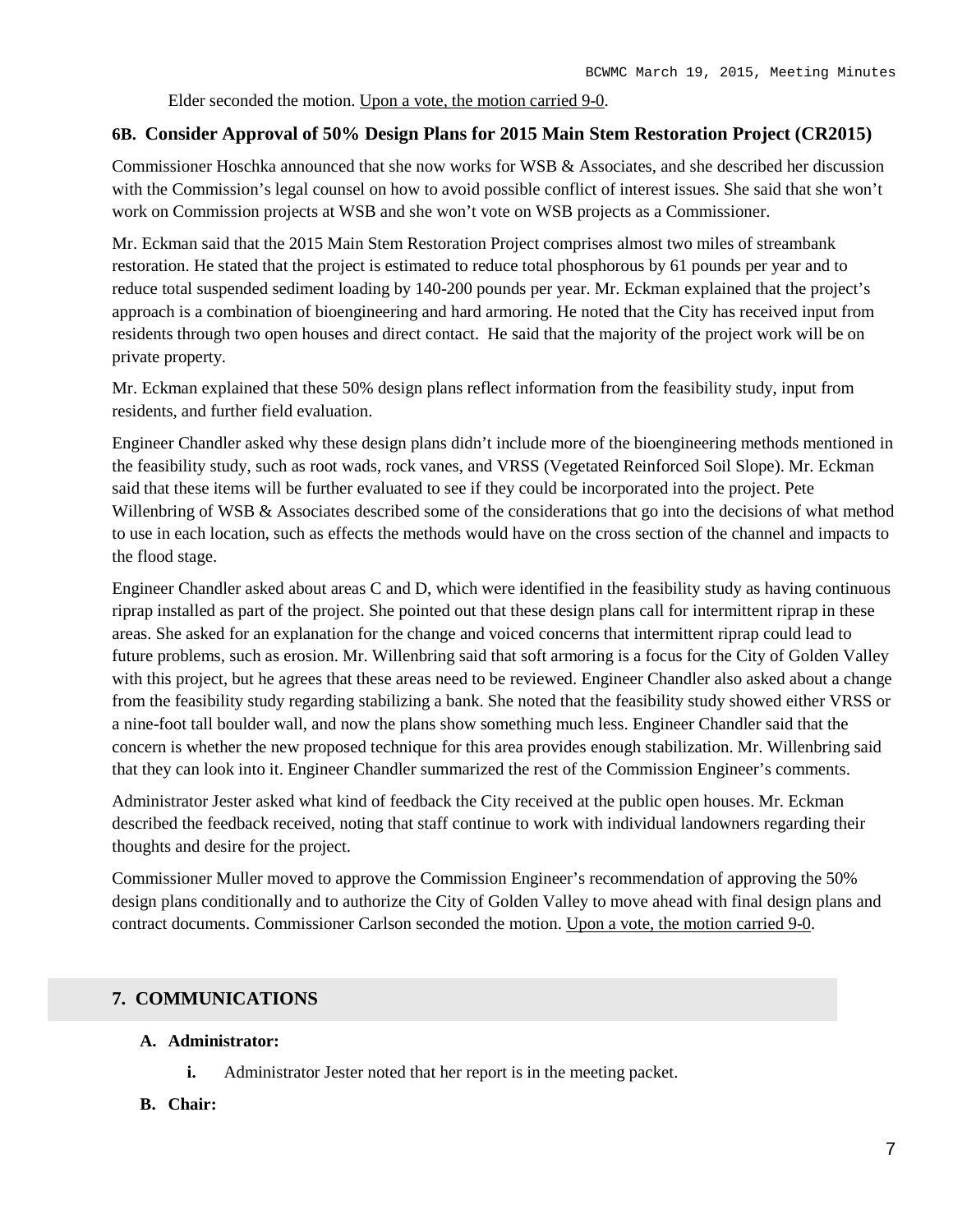Elder seconded the motion. Upon a vote, the motion carried 9-0.

### 6B. Consider Approval of 50% Design Plans for 2015 Main Stem Restoration Project (CR2015)

Commissioner Hoschka announced that she now works for WSB & Associates, and she described her discussion with the Commission's legal counsel on how to avoid possible conflict of interest issues. She said that she won't work on Commission projects at WSB and she won't vote on WSB projects as a Commissioner.

Mr. Eckman said that the 2015 Main Stem Restoration Project comprises almost two miles of streambank restoration. He stated that the project is estimated to reduce total phosphorous by 61 pounds per year and to reduce total suspended sediment loading by 140-200 pounds per year. Mr. Eckman explained that the project's approach is a combination of bioengineering and hard armoring. He noted that the City has received input from residents through two open houses and direct contact. He said that the majority of the project work will be on private property.

Mr. Eckman explained that these 50% design plans reflect information from the feasibility study, input from residents, and further field evaluation.

Engineer Chandler asked why these design plans didn't include more of the bioengineering methods mentioned in the feasibility study, such as root wads, rock vanes, and VRSS (Vegetated Reinforced Soil Slope). Mr. Eckman said that these items will be further evaluated to see if they could be incorporated into the project. Pete Willenbring of WSB & Associates described some of the considerations that go into the decisions of what method to use in each location, such as effects the methods would have on the cross section of the channel and impacts to the flood stage.

Engineer Chandler asked about areas C and D, which were identified in the feasibility study as having continuous riprap installed as part of the project. She pointed out that these design plans call for intermittent riprap in these areas. She asked for an explanation for the change and voiced concerns that intermittent riprap could lead to future problems, such as erosion. Mr. Willenbring said that soft armoring is a focus for the City of Golden Valley with this project, but he agrees that these areas need to be reviewed. Engineer Chandler also asked about a change from the feasibility study regarding stabilizing a bank. She noted that the feasibility study showed either VRSS or a nine-foot tall boulder wall, and now the plans show something much less. Engineer Chandler said that the concern is whether the new proposed technique for this area provides enough stabilization. Mr. Willenbring said that they can look into it. Engineer Chandler summarized the rest of the Commission Engineer's comments.

Administrator Jester asked what kind of feedback the City received at the public open houses. Mr. Eckman described the feedback received, noting that staff continue to work with individual landowners regarding their thoughts and desire for the project.

Commissioner Muller moved to approve the Commission Engineer's recommendation of approving the 50% design plans conditionally and to authorize the City of Golden Valley to move ahead with final design plans and contract documents. Commissioner Carlson seconded the motion. Upon a vote, the motion carried 9-0.

## 7. COMMUNICATIONS

**A. Administrator:**

- **i.** Administrator Jester noted that her report is in the meeting packet.

**B. Chair:**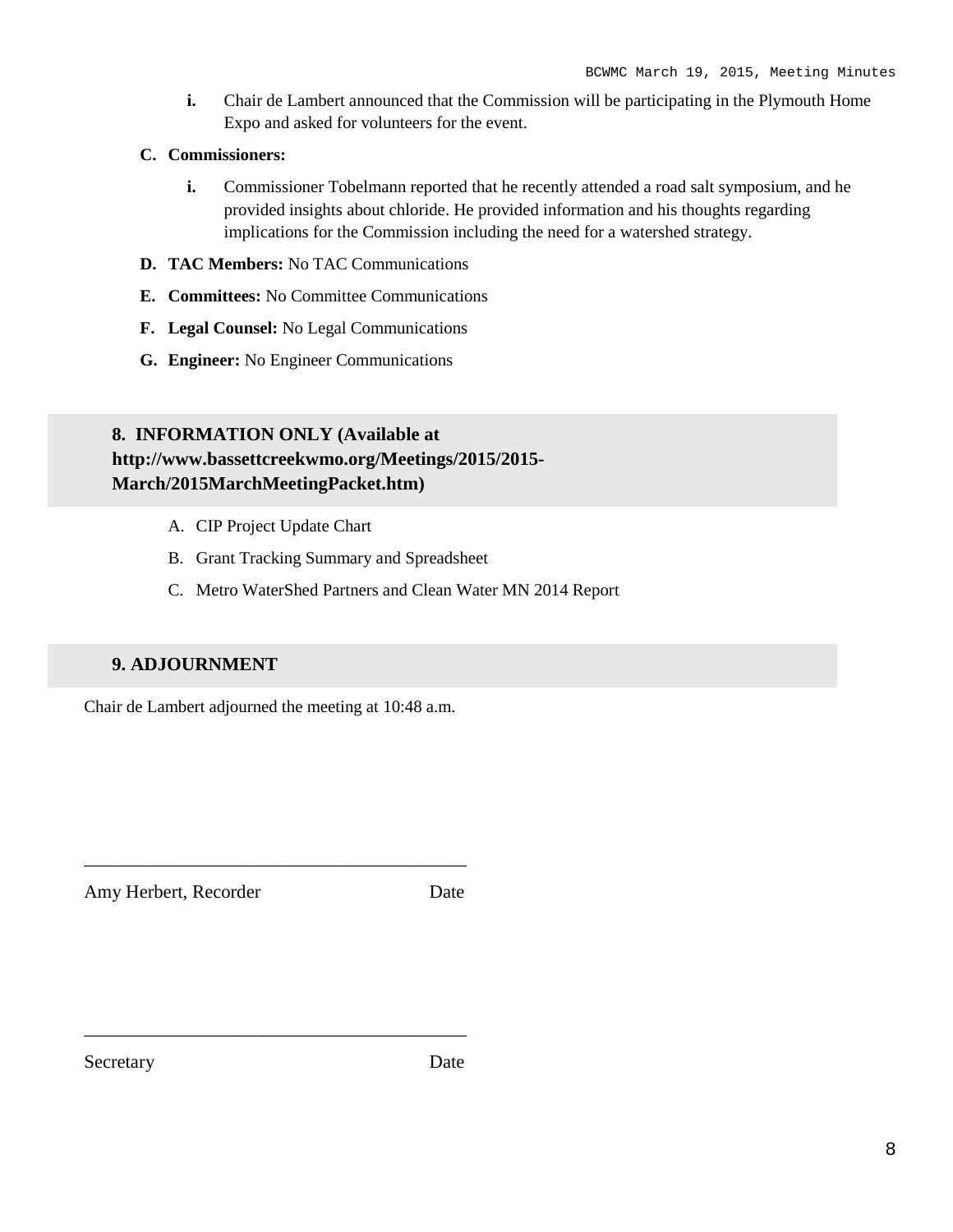i. Chair de Lambert announced that the Commission will be participating in the Plymouth Home Expo and asked for volunteers for the event.

**C. Commissioners:**

i. Commissioner Tobelmann reported that he recently attended a road salt symposium, and he provided insights about chloride. He provided information and his thoughts regarding implications for the Commission including the need for a watershed strategy.

**D. TAC Members:** No TAC Communications

**E. Committees:** No Committee Communications

**F. Legal Counsel:** No Legal Communications

**G. Engineer:** No Engineer Communications

## 8. INFORMATION ONLY (Available at http://www.bassettcreekwmo.org/Meetings/2015/2015-March/2015MarchMeetingPacket.htm)

A. CIP Project Update Chart

B. Grant Tracking Summary and Spreadsheet

C. Metro WaterShed Partners and Clean Water MN 2014 Report

## 9. ADJOURNMENT

Chair de Lambert adjourned the meeting at 10:48 a.m.

\_\_\_\_\_\_\_\_\_\_\_\_\_\_\_\_\_\_\_\_\_\_\_\_\_\_\_\_\_\_\_\_\_\_\_\_\_\_\_\_\_\_

Amy Herbert, Recorder Date

\_\_\_\_\_\_\_\_\_\_\_\_\_\_\_\_\_\_\_\_\_\_\_\_\_\_\_\_\_\_\_\_\_\_\_\_\_\_\_\_\_\_

Secretary Date